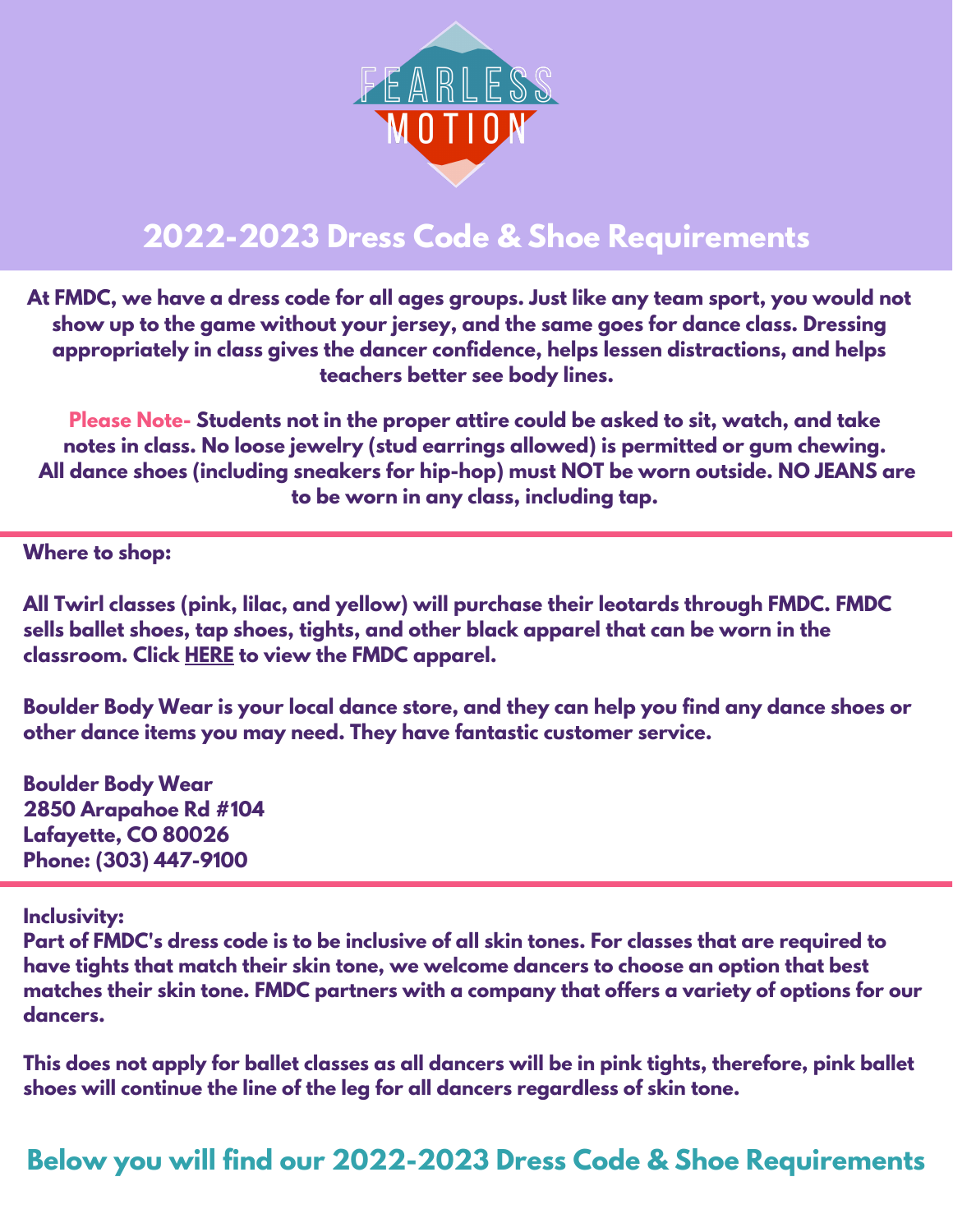FEARLESS MOTION

# 2022-2023 Dress Code & Shoe Requirements

**At FMDC, we have a dress code for all ages groups. Just like any team sport, you would not show up to the game without your jersey, and the same goes for dance class. Dressing appropriately in class gives the dancer confidence, helps lessen distractions, and helps teachers better see body lines.**

**Please Note- Students not in the proper attire could be asked to sit, watch, and take notes in class. No loose jewelry (stud earrings allowed) is permitted or gum chewing. All dance shoes (including sneakers for hip-hop) must NOT be worn outside. NO JEANS are to be worn in any class, including tap.**

---

**Where to shop:**

**All Twirl classes (pink, lilac, and yellow) will purchase their leotards through FMDC. FMDC sells ballet shoes, tap shoes, tights, and other black apparel that can be worn in the classroom. Click HERE to view the FMDC apparel.**

**Boulder Body Wear is your local dance store, and they can help you find any dance shoes or other dance items you may need. They have fantastic customer service.**

**Boulder Body Wear**
**2850 Arapahoe Rd #104**
**Lafayette, CO 80026**
**Phone: (303) 447-9100**

---

**Inclusivity:**
**Part of FMDC's dress code is to be inclusive of all skin tones. For classes that are required to have tights that match their skin tone, we welcome dancers to choose an option that best matches their skin tone. FMDC partners with a company that offers a variety of options for our dancers.**

**This does not apply for ballet classes as all dancers will be in pink tights, therefore, pink ballet shoes will continue the line of the leg for all dancers regardless of skin tone.**

## Below you will find our 2022-2023 Dress Code & Shoe Requirements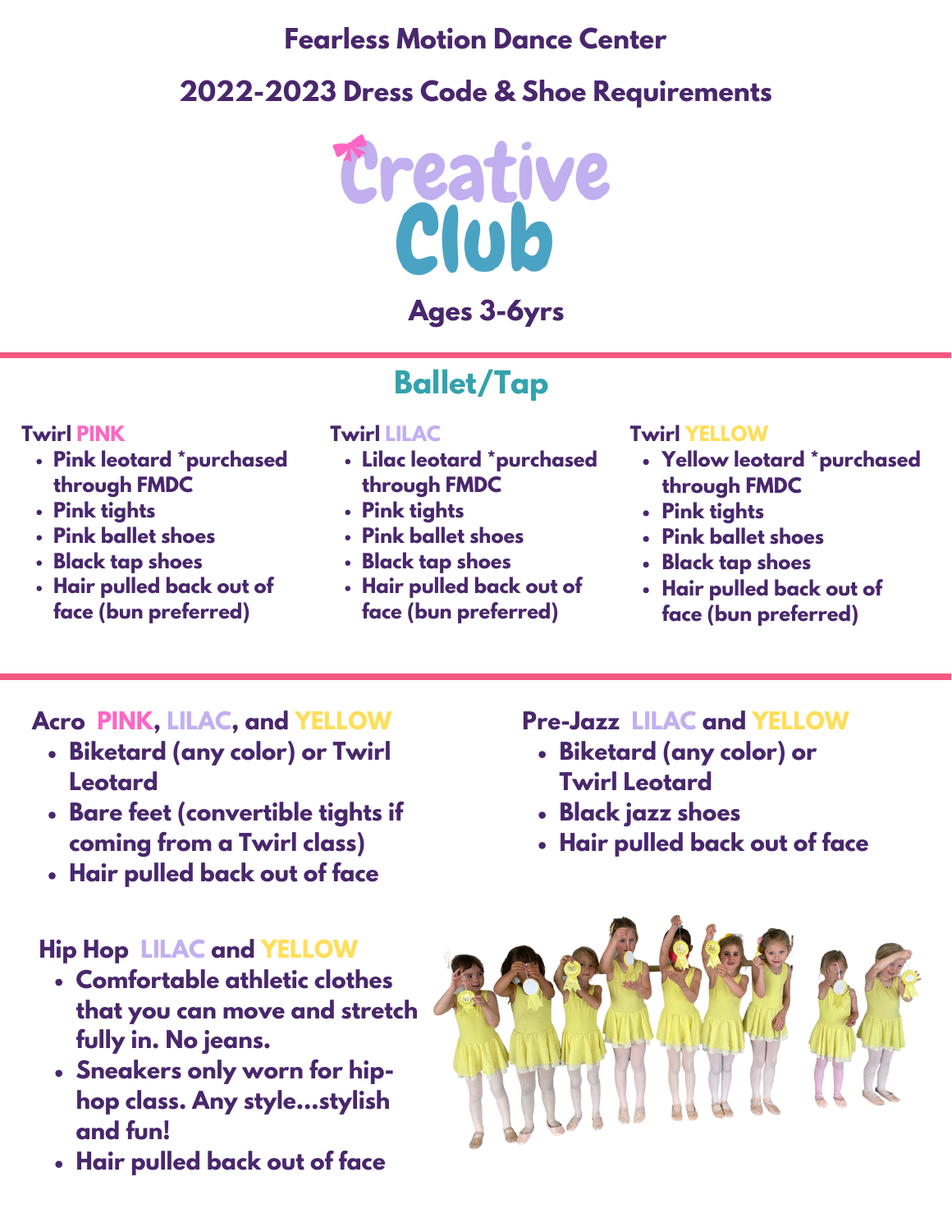# Fearless Motion Dance Center

## 2022-2023 Dress Code & Shoe Requirements

# Creative Club

### Ages 3-6yrs

## Ballet/Tap

**Twirl PINK**

- Pink leotard *purchased through FMDC
- Pink tights
- Pink ballet shoes
- Black tap shoes
- Hair pulled back out of face (bun preferred)

**Twirl LILAC**

- Lilac leotard *purchased through FMDC
- Pink tights
- Pink ballet shoes
- Black tap shoes
- Hair pulled back out of face (bun preferred)

**Twirl YELLOW**

- Yellow leotard *purchased through FMDC
- Pink tights
- Pink ballet shoes
- Black tap shoes
- Hair pulled back out of face (bun preferred)

**Acro PINK, LILAC, and YELLOW**

- Biketard (any color) or Twirl Leotard
- Bare feet (convertible tights if coming from a Twirl class)
- Hair pulled back out of face

**Pre-Jazz LILAC and YELLOW**

- Biketard (any color) or Twirl Leotard
- Black jazz shoes
- Hair pulled back out of face

**Hip Hop LILAC and YELLOW**

- Comfortable athletic clothes that you can move and stretch fully in. No jeans.
- Sneakers only worn for hip-hop class. Any style...stylish and fun!
- Hair pulled back out of face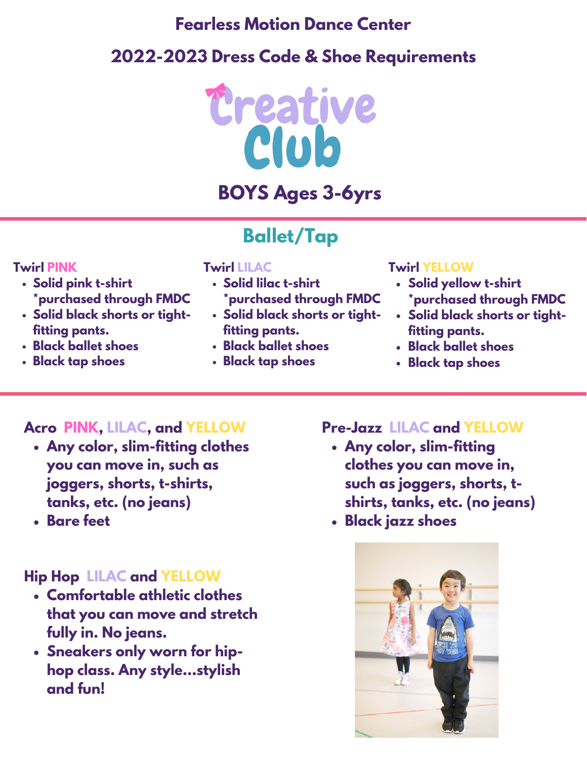# Fearless Motion Dance Center

## 2022-2023 Dress Code & Shoe Requirements

# Creative Club

## BOYS Ages 3-6yrs

## Ballet/Tap

**Twirl PINK**

- Solid pink t-shirt *purchased through FMDC
- Solid black shorts or tight-fitting pants.
- Black ballet shoes
- Black tap shoes

**Twirl LILAC**

- Solid lilac t-shirt *purchased through FMDC
- Solid black shorts or tight-fitting pants.
- Black ballet shoes
- Black tap shoes

**Twirl YELLOW**

- Solid yellow t-shirt *purchased through FMDC
- Solid black shorts or tight-fitting pants.
- Black ballet shoes
- Black tap shoes

### Acro PINK, LILAC, and YELLOW

- Any color, slim-fitting clothes you can move in, such as joggers, shorts, t-shirts, tanks, etc. (no jeans)
- Bare feet

### Hip Hop LILAC and YELLOW

- Comfortable athletic clothes that you can move and stretch fully in. No jeans.
- Sneakers only worn for hip-hop class. Any style...stylish and fun!

### Pre-Jazz LILAC and YELLOW

- Any color, slim-fitting clothes you can move in, such as joggers, shorts, t-shirts, tanks, etc. (no jeans)
- Black jazz shoes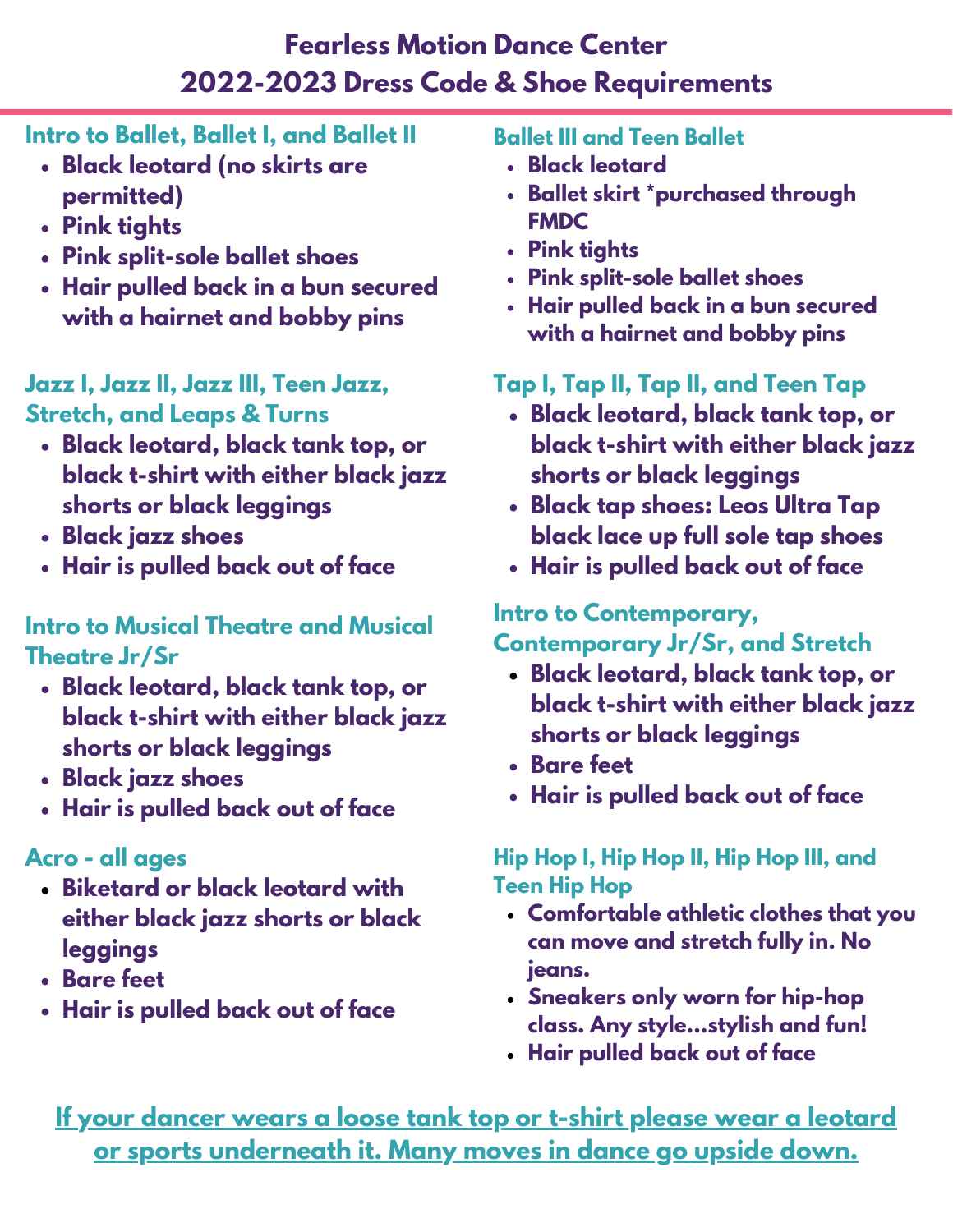# Fearless Motion Dance Center
# 2022-2023 Dress Code & Shoe Requirements

### Intro to Ballet, Ballet I, and Ballet II

- **Black leotard (no skirts are permitted)**
- **Pink tights**
- **Pink split-sole ballet shoes**
- **Hair pulled back in a bun secured with a hairnet and bobby pins**

### Jazz I, Jazz II, Jazz III, Teen Jazz, Stretch, and Leaps & Turns

- **Black leotard, black tank top, or black t-shirt with either black jazz shorts or black leggings**
- **Black jazz shoes**
- **Hair is pulled back out of face**

### Intro to Musical Theatre and Musical Theatre Jr/Sr

- **Black leotard, black tank top, or black t-shirt with either black jazz shorts or black leggings**
- **Black jazz shoes**
- **Hair is pulled back out of face**

### Acro - all ages

- **Biketard or black leotard with either black jazz shorts or black leggings**
- **Bare feet**
- **Hair is pulled back out of face**

### Ballet III and Teen Ballet

- **Black leotard**
- **Ballet skirt *purchased through FMDC**
- **Pink tights**
- **Pink split-sole ballet shoes**
- **Hair pulled back in a bun secured with a hairnet and bobby pins**

### Tap I, Tap II, Tap II, and Teen Tap

- **Black leotard, black tank top, or black t-shirt with either black jazz shorts or black leggings**
- **Black tap shoes: Leos Ultra Tap black lace up full sole tap shoes**
- **Hair is pulled back out of face**

### Intro to Contemporary, Contemporary Jr/Sr, and Stretch

- **Black leotard, black tank top, or black t-shirt with either black jazz shorts or black leggings**
- **Bare feet**
- **Hair is pulled back out of face**

### Hip Hop I, Hip Hop II, Hip Hop III, and Teen Hip Hop

- **Comfortable athletic clothes that you can move and stretch fully in. No jeans.**
- **Sneakers only worn for hip-hop class. Any style...stylish and fun!**
- **Hair pulled back out of face**

**If your dancer wears a loose tank top or t-shirt please wear a leotard or sports underneath it. Many moves in dance go upside down.**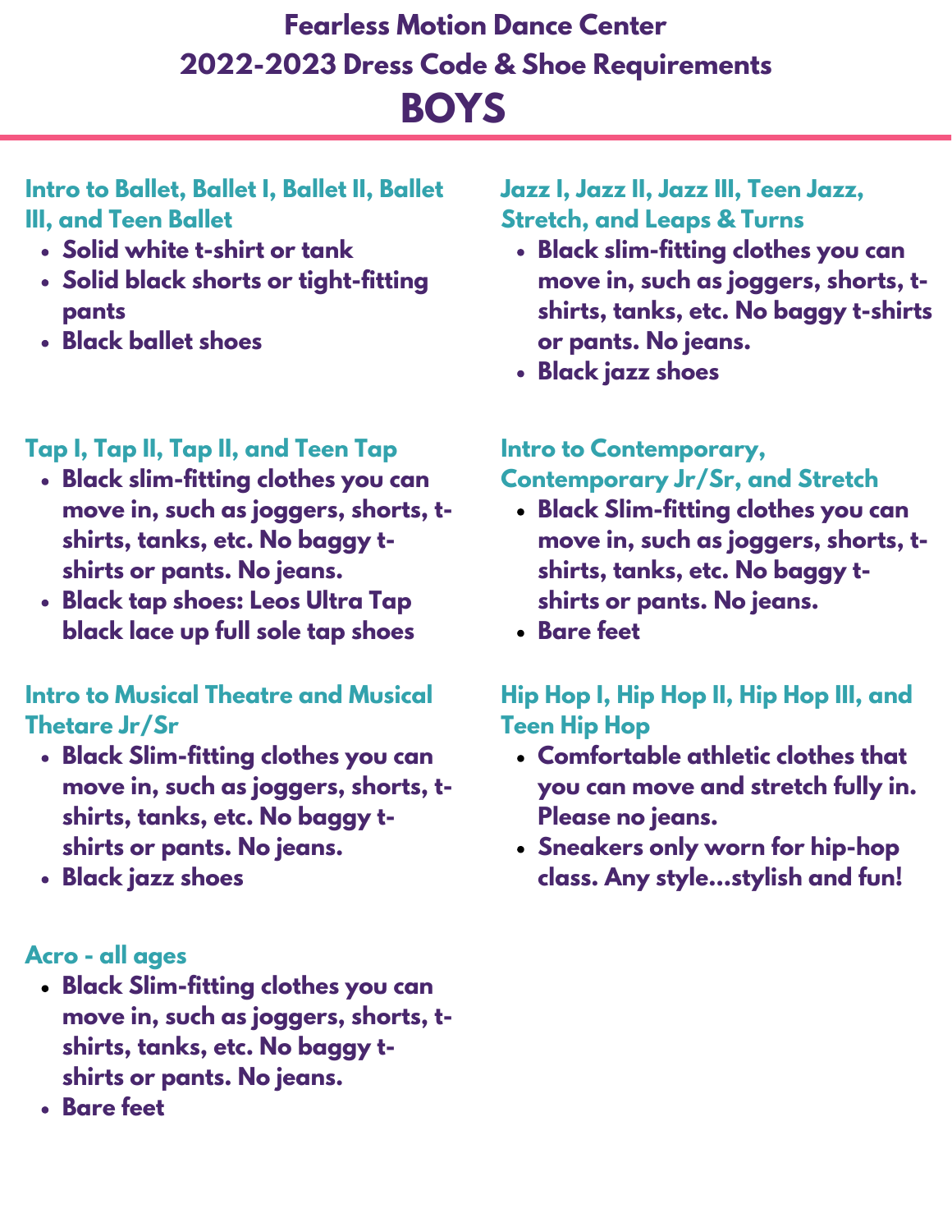# Fearless Motion Dance Center
## 2022-2023 Dress Code & Shoe Requirements
# BOYS

### Intro to Ballet, Ballet I, Ballet II, Ballet III, and Teen Ballet

- Solid white t-shirt or tank
- Solid black shorts or tight-fitting pants
- Black ballet shoes

### Tap I, Tap II, Tap II, and Teen Tap

- Black slim-fitting clothes you can move in, such as joggers, shorts, t-shirts, tanks, etc. No baggy t-shirts or pants. No jeans.
- Black tap shoes: Leos Ultra Tap black lace up full sole tap shoes

### Intro to Musical Theatre and Musical Thetare Jr/Sr

- Black Slim-fitting clothes you can move in, such as joggers, shorts, t-shirts, tanks, etc. No baggy t-shirts or pants. No jeans.
- Black jazz shoes

### Acro - all ages

- Black Slim-fitting clothes you can move in, such as joggers, shorts, t-shirts, tanks, etc. No baggy t-shirts or pants. No jeans.
- Bare feet

### Jazz I, Jazz II, Jazz III, Teen Jazz, Stretch, and Leaps & Turns

- Black slim-fitting clothes you can move in, such as joggers, shorts, t-shirts, tanks, etc. No baggy t-shirts or pants. No jeans.
- Black jazz shoes

### Intro to Contemporary, Contemporary Jr/Sr, and Stretch

- Black Slim-fitting clothes you can move in, such as joggers, shorts, t-shirts, tanks, etc. No baggy t-shirts or pants. No jeans.
- Bare feet

### Hip Hop I, Hip Hop II, Hip Hop III, and Teen Hip Hop

- Comfortable athletic clothes that you can move and stretch fully in. Please no jeans.
- Sneakers only worn for hip-hop class. Any style...stylish and fun!